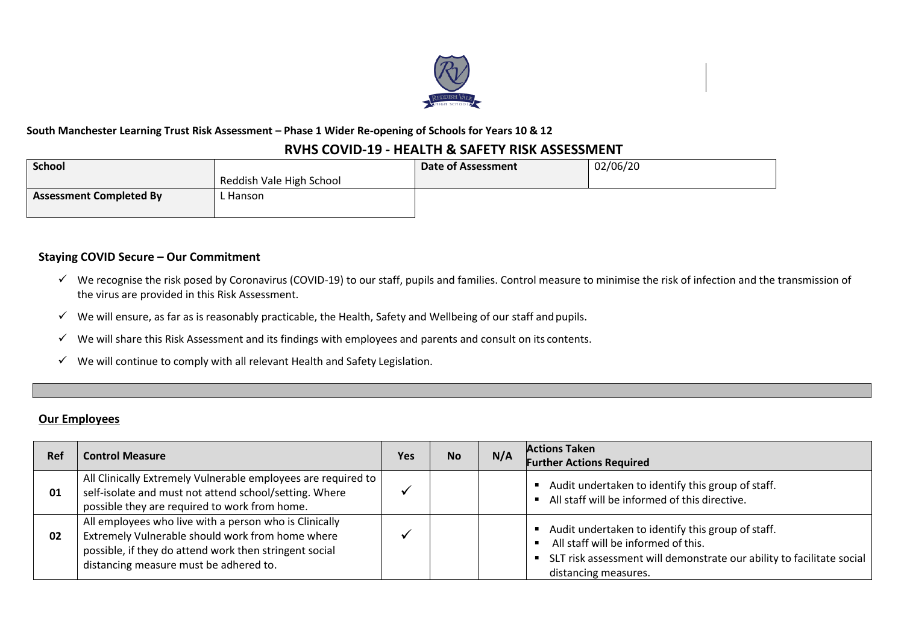**South Manchester Learning Trust Risk Assessment – Phase 1 Wider Re-opening of Schools for Years 10 & 12**

## RVHS COVID-19 - HEALTH & SAFETY RISK ASSESSMENT

| **School** | Reddish Vale High School | **Date of Assessment** | 02/06/20 |
|---|---|---|---|
| **Assessment Completed By** | L Hanson | | |

### Staying COVID Secure – Our Commitment

- ✓ We recognise the risk posed by Coronavirus (COVID-19) to our staff, pupils and families. Control measure to minimise the risk of infection and the transmission of the virus are provided in this Risk Assessment.
- ✓ We will ensure, as far as is reasonably practicable, the Health, Safety and Wellbeing of our staff and pupils.
- ✓ We will share this Risk Assessment and its findings with employees and parents and consult on its contents.
- ✓ We will continue to comply with all relevant Health and Safety Legislation.

### Our Employees

| Ref | Control Measure | Yes | No | N/A | Actions Taken<br>Further Actions Required |
|---|---|---|---|---|---|
| **01** | All Clinically Extremely Vulnerable employees are required to self-isolate and must not attend school/setting. Where possible they are required to work from home. | ✓ | | | ▪ Audit undertaken to identify this group of staff.<br>▪ All staff will be informed of this directive. |
| **02** | All employees who live with a person who is Clinically Extremely Vulnerable should work from home where possible, if they do attend work then stringent social distancing measure must be adhered to. | ✓ | | | ▪ Audit undertaken to identify this group of staff.<br>▪ All staff will be informed of this.<br>▪ SLT risk assessment will demonstrate our ability to facilitate social distancing measures. |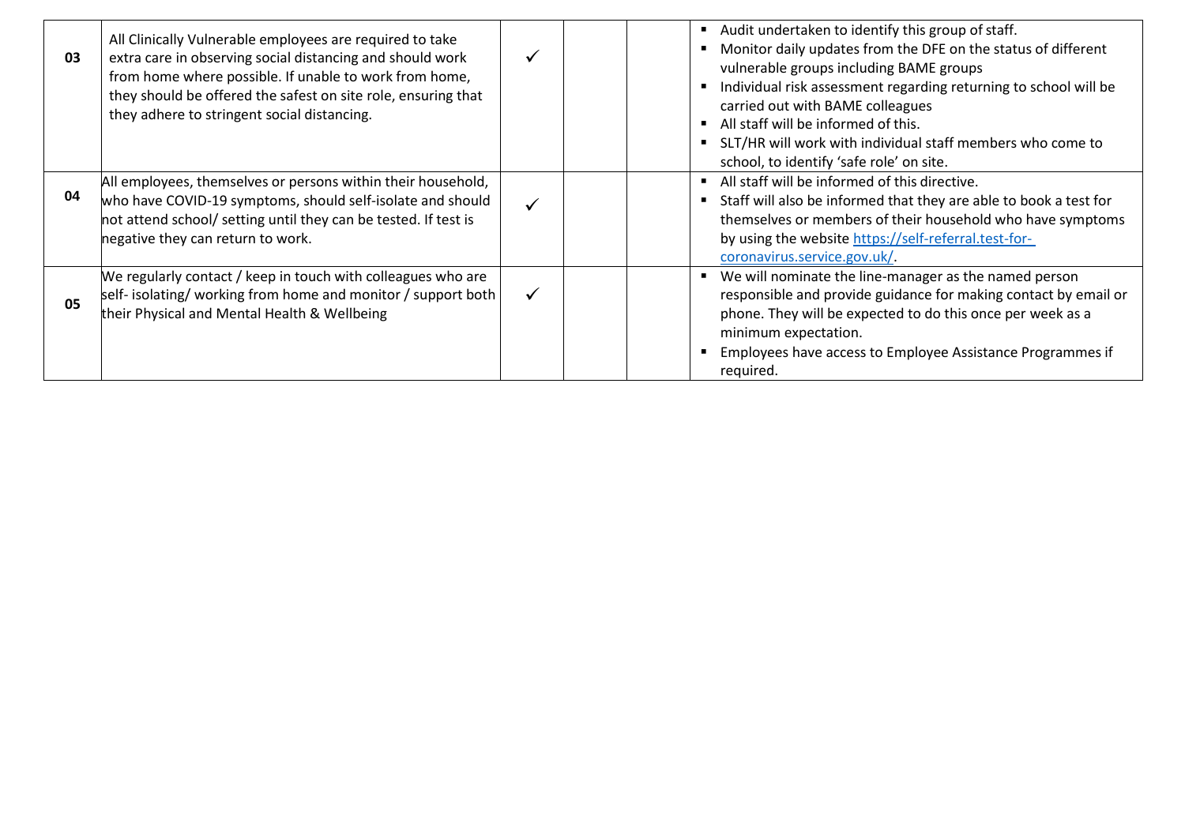| | | | | | |
|---|---|---|---|---|---|
| **03** | All Clinically Vulnerable employees are required to take extra care in observing social distancing and should work from home where possible. If unable to work from home, they should be offered the safest on site role, ensuring that they adhere to stringent social distancing. | ✓ | | | ▪ Audit undertaken to identify this group of staff.<br>▪ Monitor daily updates from the DFE on the status of different vulnerable groups including BAME groups<br>▪ Individual risk assessment regarding returning to school will be carried out with BAME colleagues<br>▪ All staff will be informed of this.<br>▪ SLT/HR will work with individual staff members who come to school, to identify 'safe role' on site. |
| **04** | All employees, themselves or persons within their household, who have COVID-19 symptoms, should self-isolate and should not attend school/ setting until they can be tested. If test is negative they can return to work. | ✓ | | | ▪ All staff will be informed of this directive.<br>▪ Staff will also be informed that they are able to book a test for themselves or members of their household who have symptoms by using the website https://self-referral.test-for-coronavirus.service.gov.uk/. |
| **05** | We regularly contact / keep in touch with colleagues who are self- isolating/ working from home and monitor / support both their Physical and Mental Health & Wellbeing | ✓ | | | ▪ We will nominate the line-manager as the named person responsible and provide guidance for making contact by email or phone. They will be expected to do this once per week as a minimum expectation.<br>▪ Employees have access to Employee Assistance Programmes if required. |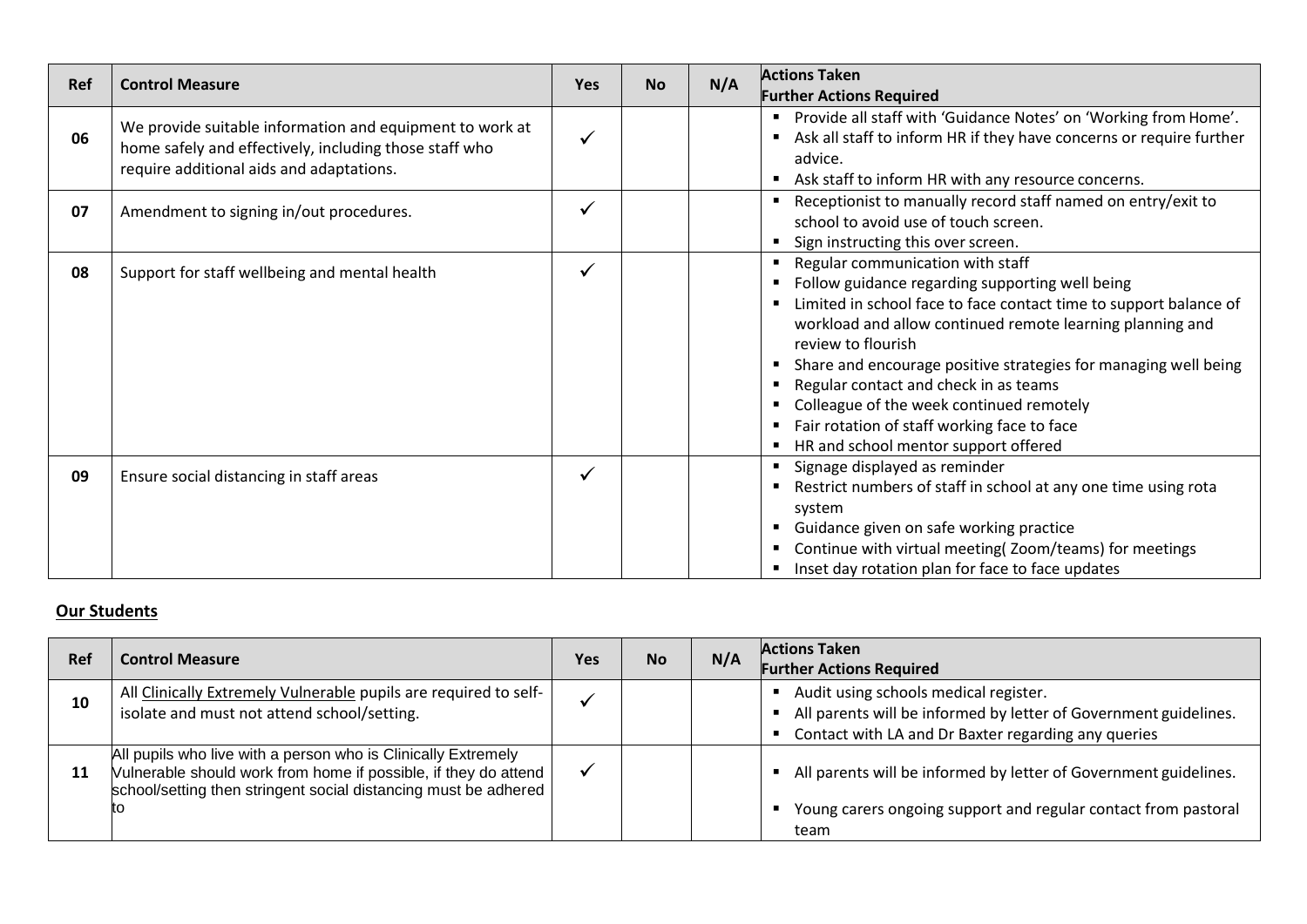| Ref | Control Measure | Yes | No | N/A | Actions Taken<br>Further Actions Required |
|---|---|---|---|---|---|
| **06** | We provide suitable information and equipment to work at home safely and effectively, including those staff who require additional aids and adaptations. | ✓ | | | ▪ Provide all staff with 'Guidance Notes' on 'Working from Home'.<br>▪ Ask all staff to inform HR if they have concerns or require further advice.<br>▪ Ask staff to inform HR with any resource concerns. |
| **07** | Amendment to signing in/out procedures. | ✓ | | | ▪ Receptionist to manually record staff named on entry/exit to school to avoid use of touch screen.<br>▪ Sign instructing this over screen. |
| **08** | Support for staff wellbeing and mental health | ✓ | | | ▪ Regular communication with staff<br>▪ Follow guidance regarding supporting well being<br>▪ Limited in school face to face contact time to support balance of workload and allow continued remote learning planning and review to flourish<br>▪ Share and encourage positive strategies for managing well being<br>▪ Regular contact and check in as teams<br>▪ Colleague of the week continued remotely<br>▪ Fair rotation of staff working face to face<br>▪ HR and school mentor support offered |
| **09** | Ensure social distancing in staff areas | ✓ | | | ▪ Signage displayed as reminder<br>▪ Restrict numbers of staff in school at any one time using rota system<br>▪ Guidance given on safe working practice<br>▪ Continue with virtual meeting( Zoom/teams) for meetings<br>▪ Inset day rotation plan for face to face updates |

## Our Students

| Ref | Control Measure | Yes | No | N/A | Actions Taken<br>Further Actions Required |
|---|---|---|---|---|---|
| **10** | All Clinically Extremely Vulnerable pupils are required to self-isolate and must not attend school/setting. | ✓ | | | ▪ Audit using schools medical register.<br>▪ All parents will be informed by letter of Government guidelines.<br>▪ Contact with LA and Dr Baxter regarding any queries |
| **11** | All pupils who live with a person who is Clinically Extremely Vulnerable should work from home if possible, if they do attend school/setting then stringent social distancing must be adhered to | ✓ | | | ▪ All parents will be informed by letter of Government guidelines.<br>▪ Young carers ongoing support and regular contact from pastoral team |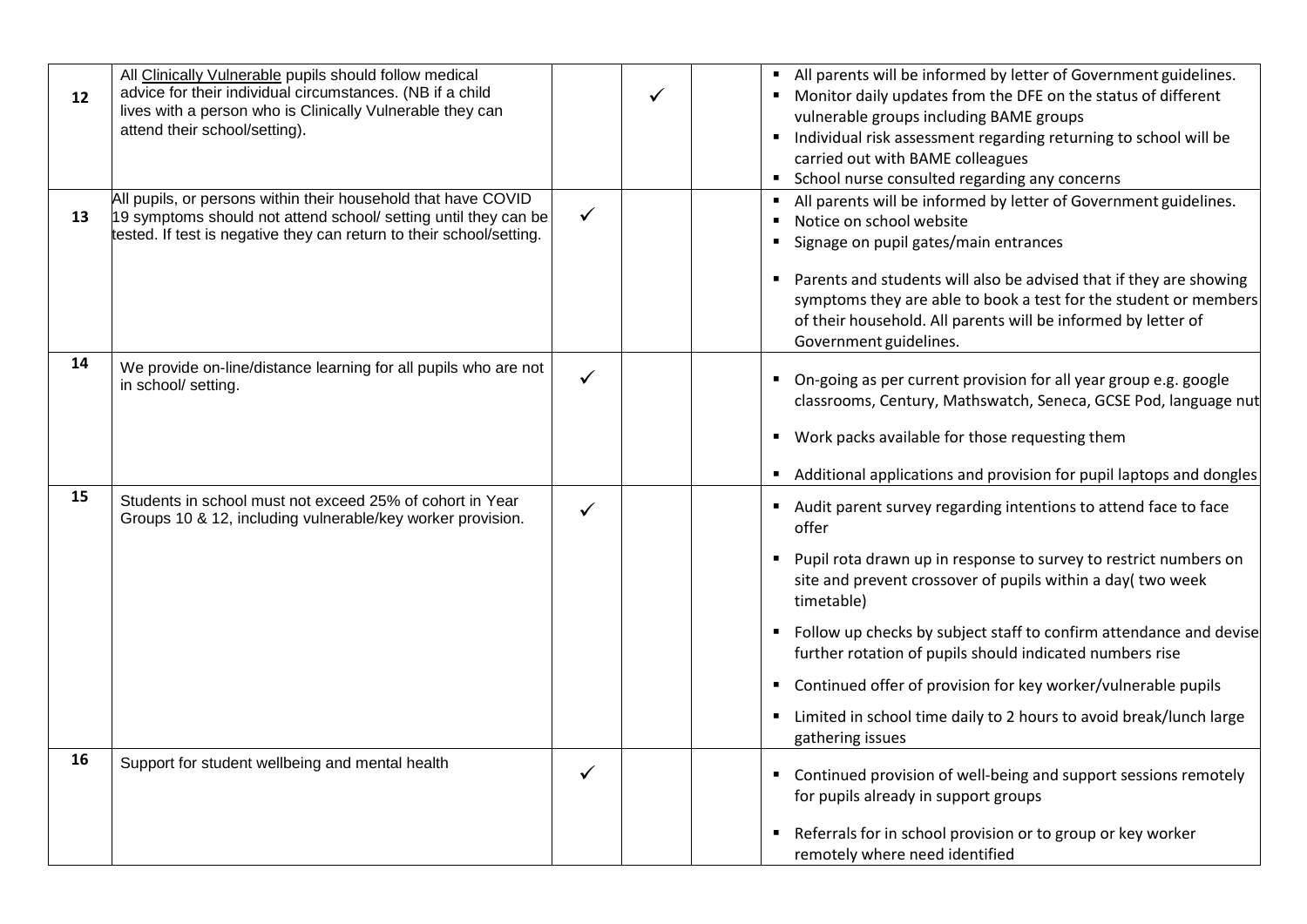| | | | | | |
|---|---|---|---|---|---|
| 12 | All Clinically Vulnerable pupils should follow medical advice for their individual circumstances. (NB if a child lives with a person who is Clinically Vulnerable they can attend their school/setting). | | ✓ | | ▪ All parents will be informed by letter of Government guidelines.<br>▪ Monitor daily updates from the DFE on the status of different vulnerable groups including BAME groups<br>▪ Individual risk assessment regarding returning to school will be carried out with BAME colleagues<br>▪ School nurse consulted regarding any concerns |
| 13 | All pupils, or persons within their household that have COVID 19 symptoms should not attend school/ setting until they can be tested. If test is negative they can return to their school/setting. | ✓ | | | ▪ All parents will be informed by letter of Government guidelines.<br>▪ Notice on school website<br>▪ Signage on pupil gates/main entrances<br>▪ Parents and students will also be advised that if they are showing symptoms they are able to book a test for the student or members of their household. All parents will be informed by letter of Government guidelines. |
| 14 | We provide on-line/distance learning for all pupils who are not in school/ setting. | ✓ | | | ▪ On-going as per current provision for all year group e.g. google classrooms, Century, Mathswatch, Seneca, GCSE Pod, language nut<br>▪ Work packs available for those requesting them<br>▪ Additional applications and provision for pupil laptops and dongles |
| 15 | Students in school must not exceed 25% of cohort in Year Groups 10 & 12, including vulnerable/key worker provision. | ✓ | | | ▪ Audit parent survey regarding intentions to attend face to face offer<br>▪ Pupil rota drawn up in response to survey to restrict numbers on site and prevent crossover of pupils within a day( two week timetable)<br>▪ Follow up checks by subject staff to confirm attendance and devise further rotation of pupils should indicated numbers rise<br>▪ Continued offer of provision for key worker/vulnerable pupils<br>▪ Limited in school time daily to 2 hours to avoid break/lunch large gathering issues |
| 16 | Support for student wellbeing and mental health | ✓ | | | ▪ Continued provision of well-being and support sessions remotely for pupils already in support groups<br>▪ Referrals for in school provision or to group or key worker remotely where need identified |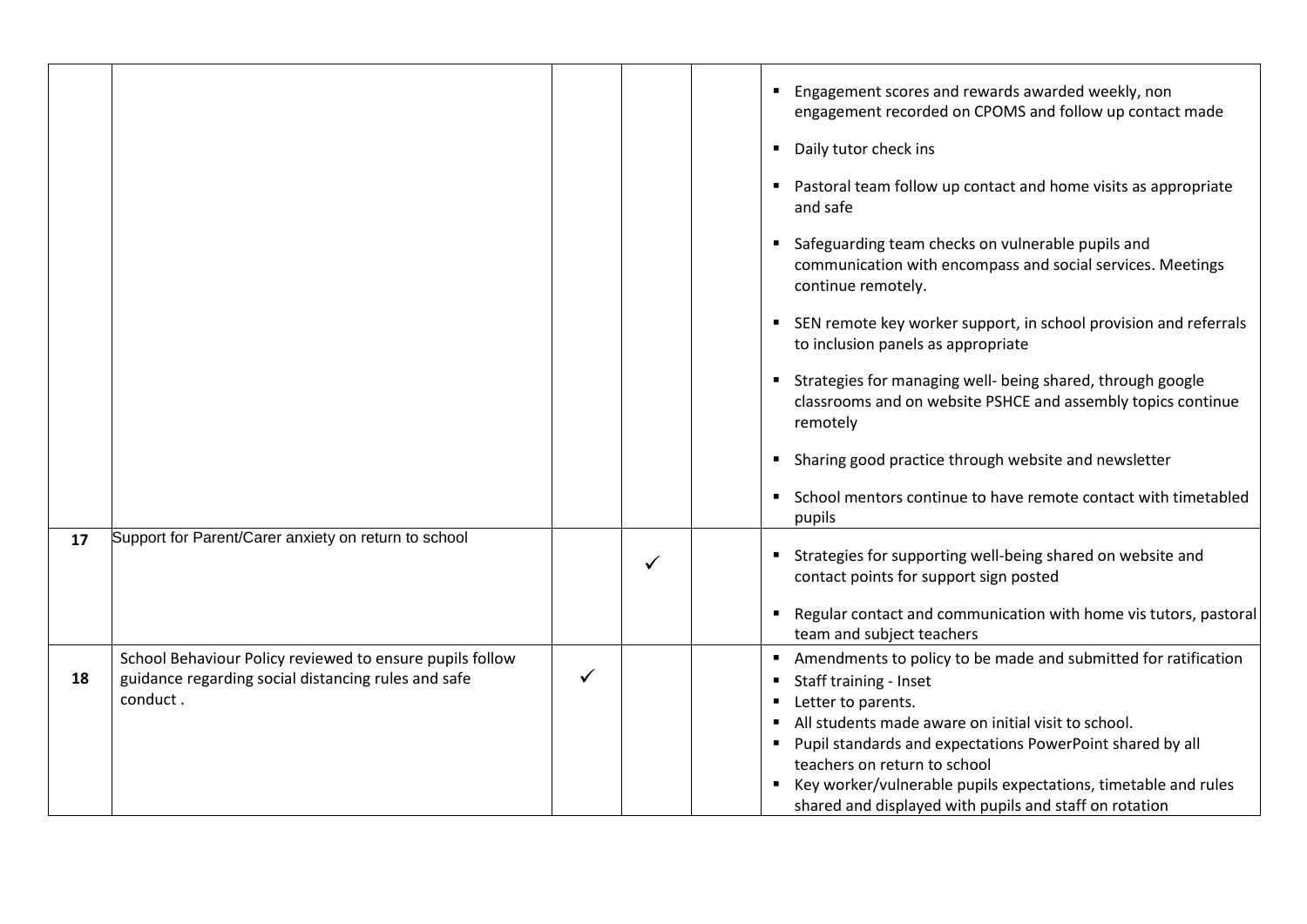| | | | | | |
|---|---|---|---|---|---|
| | | | | | ▪ Engagement scores and rewards awarded weekly, non engagement recorded on CPOMS and follow up contact made<br>▪ Daily tutor check ins<br>▪ Pastoral team follow up contact and home visits as appropriate and safe<br>▪ Safeguarding team checks on vulnerable pupils and communication with encompass and social services. Meetings continue remotely.<br>▪ SEN remote key worker support, in school provision and referrals to inclusion panels as appropriate<br>▪ Strategies for managing well- being shared, through google classrooms and on website PSHCE and assembly topics continue remotely<br>▪ Sharing good practice through website and newsletter<br>▪ School mentors continue to have remote contact with timetabled pupils |
| **17** | Support for Parent/Carer anxiety on return to school | | ✓ | | ▪ Strategies for supporting well-being shared on website and contact points for support sign posted<br>▪ Regular contact and communication with home vis tutors, pastoral team and subject teachers |
| **18** | School Behaviour Policy reviewed to ensure pupils follow guidance regarding social distancing rules and safe conduct . | ✓ | | | ▪ Amendments to policy to be made and submitted for ratification<br>▪ Staff training - Inset<br>▪ Letter to parents.<br>▪ All students made aware on initial visit to school.<br>▪ Pupil standards and expectations PowerPoint shared by all teachers on return to school<br>▪ Key worker/vulnerable pupils expectations, timetable and rules shared and displayed with pupils and staff on rotation |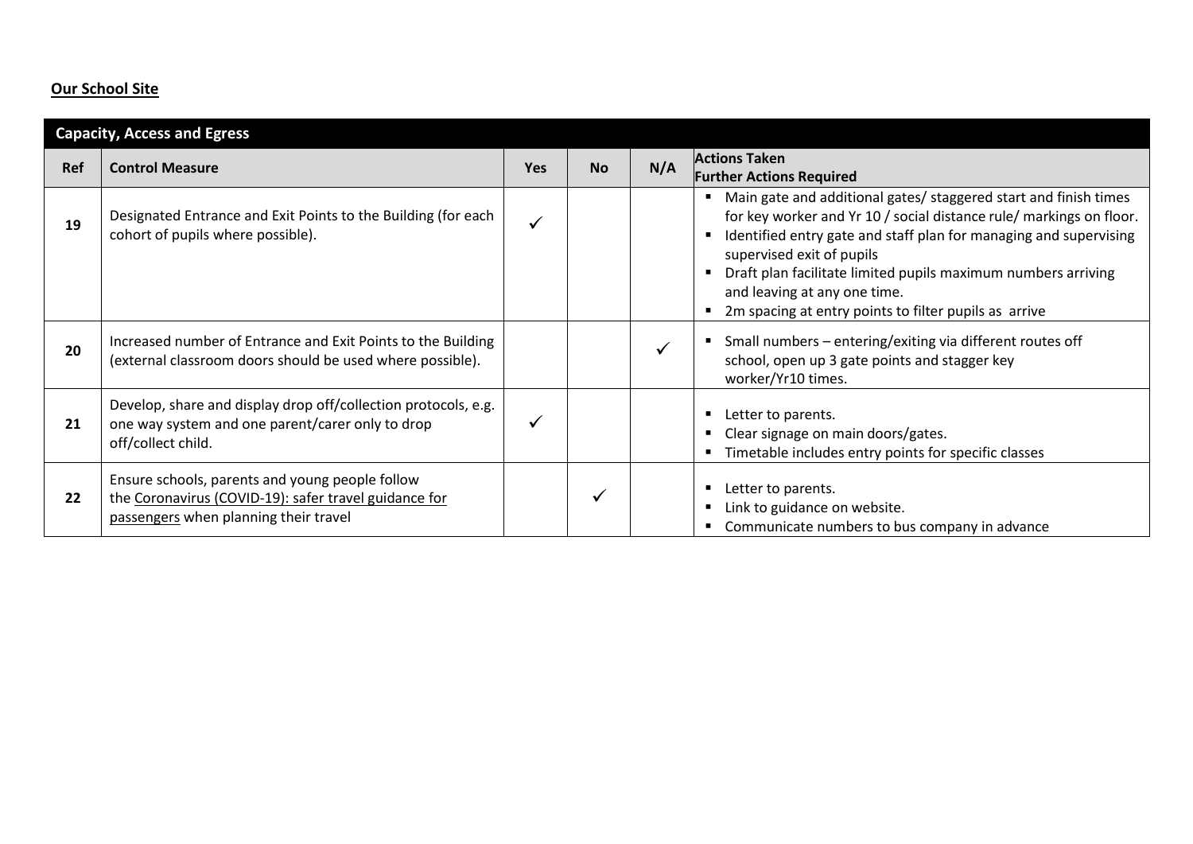**Our School Site**

| Capacity, Access and Egress | | | | | |
|---|---|---|---|---|---|
| **Ref** | **Control Measure** | **Yes** | **No** | **N/A** | **Actions Taken**<br>**Further Actions Required** |
| **19** | Designated Entrance and Exit Points to the Building (for each cohort of pupils where possible). | ✓ | | | ▪ Main gate and additional gates/ staggered start and finish times for key worker and Yr 10 / social distance rule/ markings on floor.<br>▪ Identified entry gate and staff plan for managing and supervising supervised exit of pupils<br>▪ Draft plan facilitate limited pupils maximum numbers arriving and leaving at any one time.<br>▪ 2m spacing at entry points to filter pupils as arrive |
| **20** | Increased number of Entrance and Exit Points to the Building (external classroom doors should be used where possible). | | | ✓ | ▪ Small numbers – entering/exiting via different routes off school, open up 3 gate points and stagger key worker/Yr10 times. |
| **21** | Develop, share and display drop off/collection protocols, e.g. one way system and one parent/carer only to drop off/collect child. | ✓ | | | ▪ Letter to parents.<br>▪ Clear signage on main doors/gates.<br>▪ Timetable includes entry points for specific classes |
| **22** | Ensure schools, parents and young people follow the Coronavirus (COVID-19): safer travel guidance for passengers when planning their travel | | ✓ | | ▪ Letter to parents.<br>▪ Link to guidance on website.<br>▪ Communicate numbers to bus company in advance |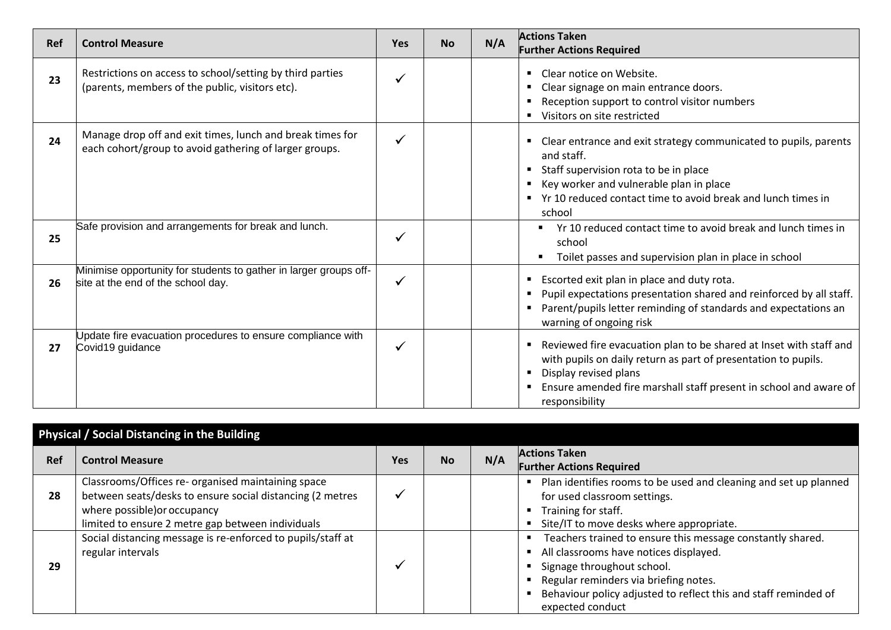| Ref | Control Measure | Yes | No | N/A | Actions Taken<br>Further Actions Required |
|---|---|---|---|---|---|
| 23 | Restrictions on access to school/setting by third parties (parents, members of the public, visitors etc). | ✓ | | | ▪ Clear notice on Website.<br>▪ Clear signage on main entrance doors.<br>▪ Reception support to control visitor numbers<br>▪ Visitors on site restricted |
| 24 | Manage drop off and exit times, lunch and break times for each cohort/group to avoid gathering of larger groups. | ✓ | | | ▪ Clear entrance and exit strategy communicated to pupils, parents and staff.<br>▪ Staff supervision rota to be in place<br>▪ Key worker and vulnerable plan in place<br>▪ Yr 10 reduced contact time to avoid break and lunch times in school |
| 25 | Safe provision and arrangements for break and lunch. | ✓ | | | ▪ Yr 10 reduced contact time to avoid break and lunch times in school<br>▪ Toilet passes and supervision plan in place in school |
| 26 | Minimise opportunity for students to gather in larger groups off-site at the end of the school day. | ✓ | | | ▪ Escorted exit plan in place and duty rota.<br>▪ Pupil expectations presentation shared and reinforced by all staff.<br>▪ Parent/pupils letter reminding of standards and expectations an warning of ongoing risk |
| 27 | Update fire evacuation procedures to ensure compliance with Covid19 guidance | ✓ | | | ▪ Reviewed fire evacuation plan to be shared at Inset with staff and with pupils on daily return as part of presentation to pupils.<br>▪ Display revised plans<br>▪ Ensure amended fire marshall staff present in school and aware of responsibility |

## Physical / Social Distancing in the Building

| Ref | Control Measure | Yes | No | N/A | Actions Taken<br>Further Actions Required |
|---|---|---|---|---|---|
| 28 | Classrooms/Offices re- organised maintaining space between seats/desks to ensure social distancing (2 metres where possible)or occupancy limited to ensure 2 metre gap between individuals | ✓ | | | ▪ Plan identifies rooms to be used and cleaning and set up planned for used classroom settings.<br>▪ Training for staff.<br>▪ Site/IT to move desks where appropriate. |
| 29 | Social distancing message is re-enforced to pupils/staff at regular intervals | ✓ | | | ▪ Teachers trained to ensure this message constantly shared.<br>▪ All classrooms have notices displayed.<br>▪ Signage throughout school.<br>▪ Regular reminders via briefing notes.<br>▪ Behaviour policy adjusted to reflect this and staff reminded of expected conduct |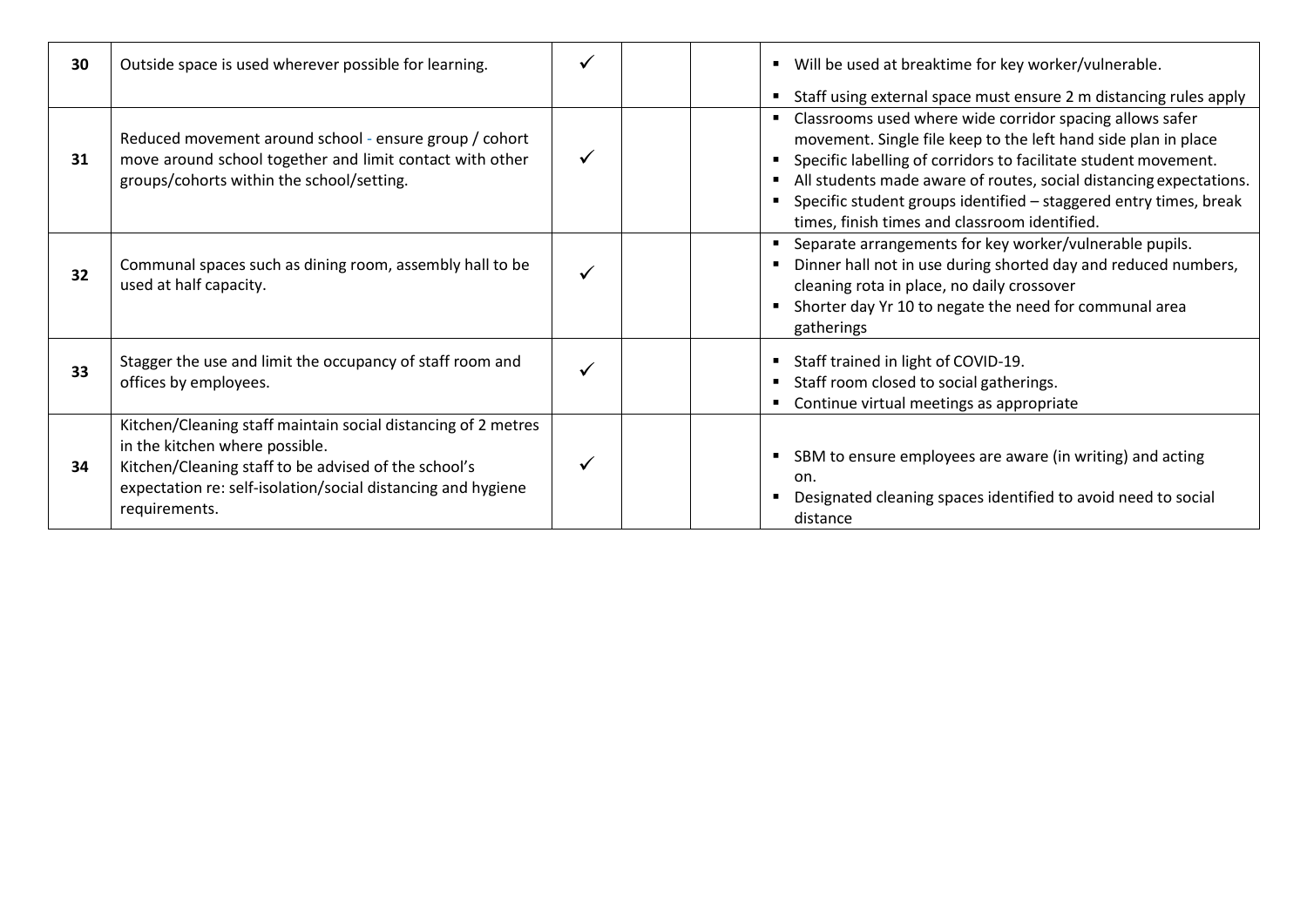| 30 | Outside space is used wherever possible for learning. | ✓ | | | ▪ Will be used at breaktime for key worker/vulnerable.<br>▪ Staff using external space must ensure 2 m distancing rules apply |
|---|---|---|---|---|---|
| 31 | Reduced movement around school - ensure group / cohort move around school together and limit contact with other groups/cohorts within the school/setting. | ✓ | | | ▪ Classrooms used where wide corridor spacing allows safer movement. Single file keep to the left hand side plan in place<br>▪ Specific labelling of corridors to facilitate student movement.<br>▪ All students made aware of routes, social distancing expectations.<br>▪ Specific student groups identified – staggered entry times, break times, finish times and classroom identified. |
| 32 | Communal spaces such as dining room, assembly hall to be used at half capacity. | ✓ | | | ▪ Separate arrangements for key worker/vulnerable pupils.<br>▪ Dinner hall not in use during shorted day and reduced numbers, cleaning rota in place, no daily crossover<br>▪ Shorter day Yr 10 to negate the need for communal area gatherings |
| 33 | Stagger the use and limit the occupancy of staff room and offices by employees. | ✓ | | | ▪ Staff trained in light of COVID-19.<br>▪ Staff room closed to social gatherings.<br>▪ Continue virtual meetings as appropriate |
| 34 | Kitchen/Cleaning staff maintain social distancing of 2 metres in the kitchen where possible.<br>Kitchen/Cleaning staff to be advised of the school's expectation re: self-isolation/social distancing and hygiene requirements. | ✓ | | | ▪ SBM to ensure employees are aware (in writing) and acting on.<br>▪ Designated cleaning spaces identified to avoid need to social distance |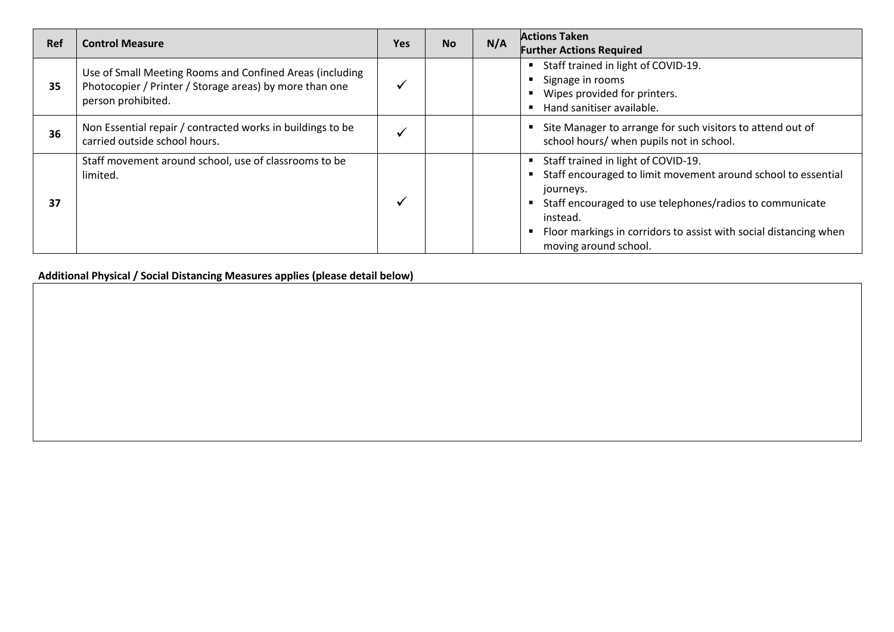| Ref | Control Measure | Yes | No | N/A | Actions Taken<br>Further Actions Required |
|---|---|---|---|---|---|
| 35 | Use of Small Meeting Rooms and Confined Areas (including Photocopier / Printer / Storage areas) by more than one person prohibited. | ✓ | | | ▪ Staff trained in light of COVID-19.<br>▪ Signage in rooms<br>▪ Wipes provided for printers.<br>▪ Hand sanitiser available. |
| 36 | Non Essential repair / contracted works in buildings to be carried outside school hours. | ✓ | | | ▪ Site Manager to arrange for such visitors to attend out of school hours/ when pupils not in school. |
| 37 | Staff movement around school, use of classrooms to be limited. | ✓ | | | ▪ Staff trained in light of COVID-19.<br>▪ Staff encouraged to limit movement around school to essential journeys.<br>▪ Staff encouraged to use telephones/radios to communicate instead.<br>▪ Floor markings in corridors to assist with social distancing when moving around school. |

**Additional Physical / Social Distancing Measures applies (please detail below)**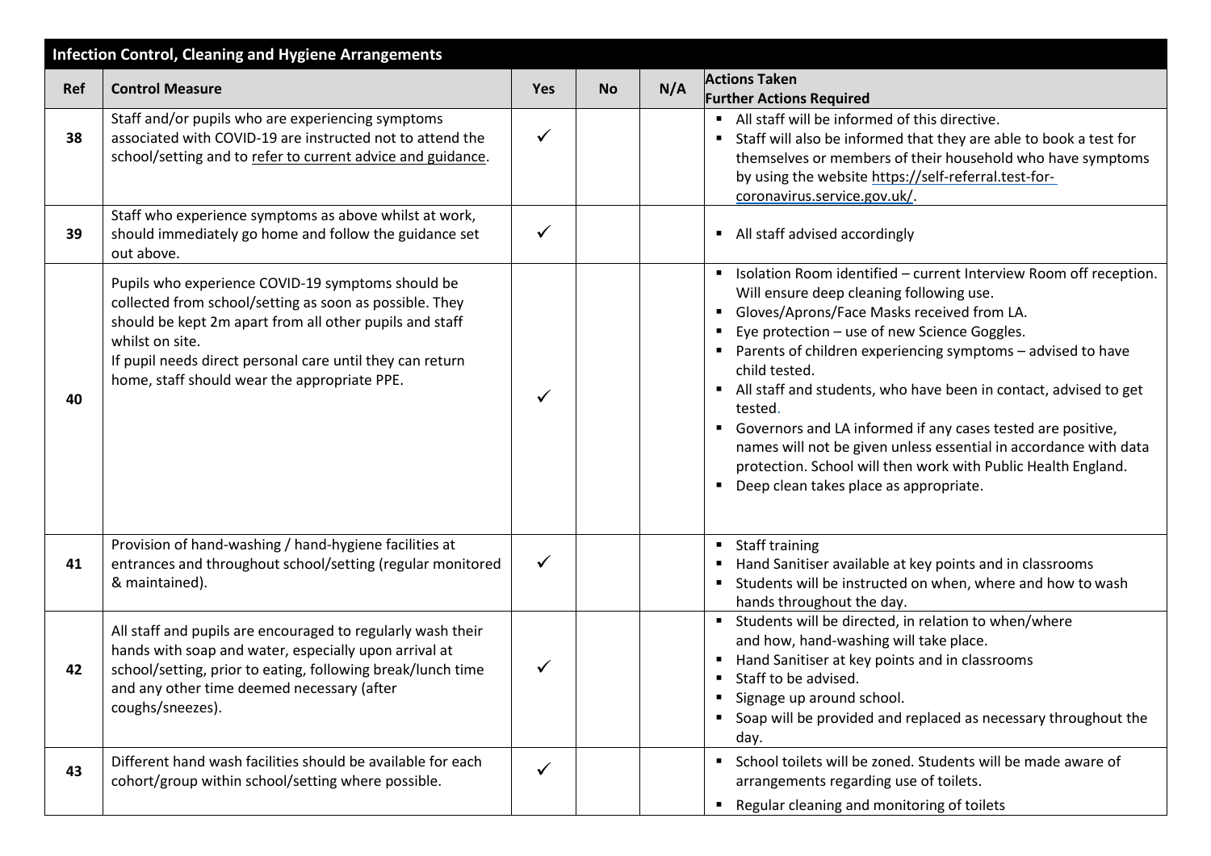| Infection Control, Cleaning and Hygiene Arrangements | | | | | |
|---|---|---|---|---|---|
| **Ref** | **Control Measure** | **Yes** | **No** | **N/A** | **Actions Taken**<br>**Further Actions Required** |
| **38** | Staff and/or pupils who are experiencing symptoms associated with COVID-19 are instructed not to attend the school/setting and to refer to current advice and guidance. | ✓ | | | ▪ All staff will be informed of this directive.<br>▪ Staff will also be informed that they are able to book a test for themselves or members of their household who have symptoms by using the website https://self-referral.test-for-coronavirus.service.gov.uk/. |
| **39** | Staff who experience symptoms as above whilst at work, should immediately go home and follow the guidance set out above. | ✓ | | | ▪ All staff advised accordingly |
| **40** | Pupils who experience COVID-19 symptoms should be collected from school/setting as soon as possible. They should be kept 2m apart from all other pupils and staff whilst on site.<br>If pupil needs direct personal care until they can return home, staff should wear the appropriate PPE. | ✓ | | | ▪ Isolation Room identified – current Interview Room off reception. Will ensure deep cleaning following use.<br>▪ Gloves/Aprons/Face Masks received from LA.<br>▪ Eye protection – use of new Science Goggles.<br>▪ Parents of children experiencing symptoms – advised to have child tested.<br>▪ All staff and students, who have been in contact, advised to get tested.<br>▪ Governors and LA informed if any cases tested are positive, names will not be given unless essential in accordance with data protection. School will then work with Public Health England.<br>▪ Deep clean takes place as appropriate. |
| **41** | Provision of hand-washing / hand-hygiene facilities at entrances and throughout school/setting (regular monitored & maintained). | ✓ | | | ▪ Staff training<br>▪ Hand Sanitiser available at key points and in classrooms<br>▪ Students will be instructed on when, where and how to wash hands throughout the day. |
| **42** | All staff and pupils are encouraged to regularly wash their hands with soap and water, especially upon arrival at school/setting, prior to eating, following break/lunch time and any other time deemed necessary (after coughs/sneezes). | ✓ | | | ▪ Students will be directed, in relation to when/where and how, hand-washing will take place.<br>▪ Hand Sanitiser at key points and in classrooms<br>▪ Staff to be advised.<br>▪ Signage up around school.<br>▪ Soap will be provided and replaced as necessary throughout the day. |
| **43** | Different hand wash facilities should be available for each cohort/group within school/setting where possible. | ✓ | | | ▪ School toilets will be zoned. Students will be made aware of arrangements regarding use of toilets.<br>▪ Regular cleaning and monitoring of toilets |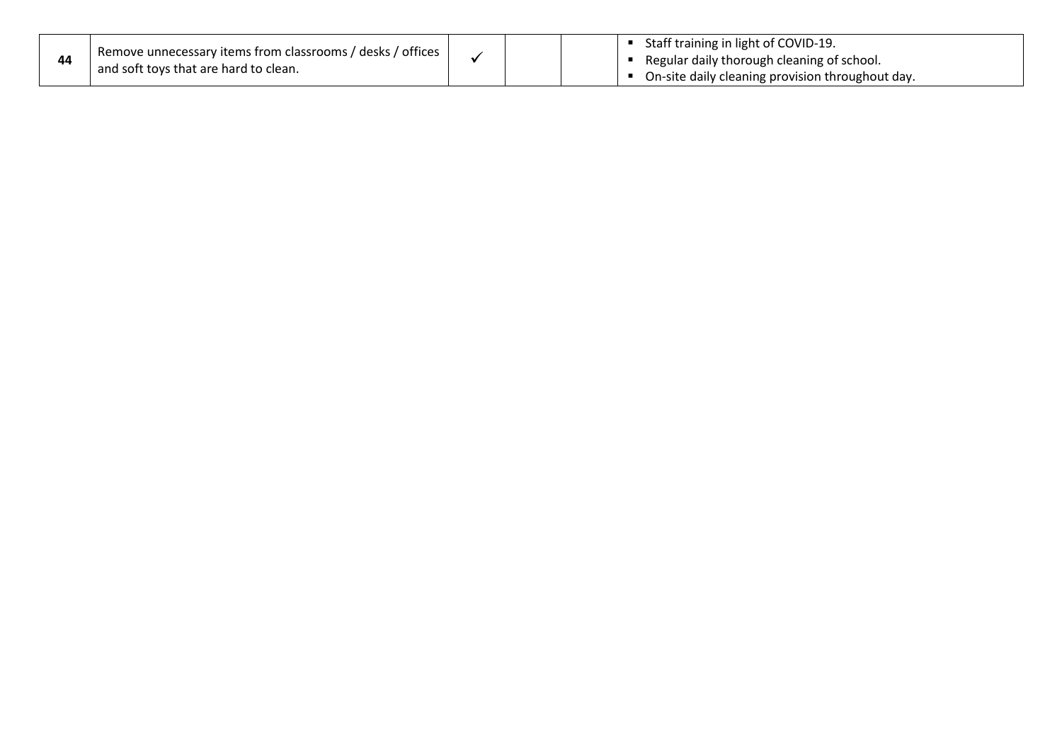| | | | | | |
|---|---|---|---|---|---|
| **44** | Remove unnecessary items from classrooms / desks / offices and soft toys that are hard to clean. | ✓ | | | ▪ Staff training in light of COVID-19.<br>▪ Regular daily thorough cleaning of school.<br>▪ On-site daily cleaning provision throughout day. |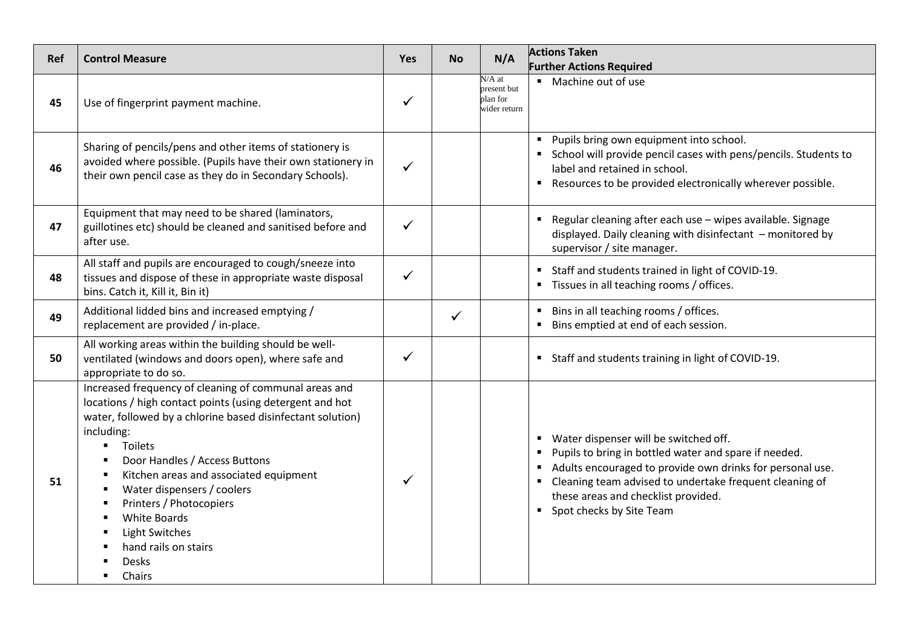| Ref | Control Measure | Yes | No | N/A | Actions Taken<br>Further Actions Required |
|---|---|---|---|---|---|
| 45 | Use of fingerprint payment machine. | ✓ | | N/A at present but plan for wider return | ▪ Machine out of use |
| 46 | Sharing of pencils/pens and other items of stationery is avoided where possible. (Pupils have their own stationery in their own pencil case as they do in Secondary Schools). | ✓ | | | ▪ Pupils bring own equipment into school.<br>▪ School will provide pencil cases with pens/pencils. Students to label and retained in school.<br>▪ Resources to be provided electronically wherever possible. |
| 47 | Equipment that may need to be shared (laminators, guillotines etc) should be cleaned and sanitised before and after use. | ✓ | | | ▪ Regular cleaning after each use – wipes available. Signage displayed. Daily cleaning with disinfectant – monitored by supervisor / site manager. |
| 48 | All staff and pupils are encouraged to cough/sneeze into tissues and dispose of these in appropriate waste disposal bins. Catch it, Kill it, Bin it) | ✓ | | | ▪ Staff and students trained in light of COVID-19.<br>▪ Tissues in all teaching rooms / offices. |
| 49 | Additional lidded bins and increased emptying / replacement are provided / in-place. | | ✓ | | ▪ Bins in all teaching rooms / offices.<br>▪ Bins emptied at end of each session. |
| 50 | All working areas within the building should be well-ventilated (windows and doors open), where safe and appropriate to do so. | ✓ | | | ▪ Staff and students training in light of COVID-19. |
| 51 | Increased frequency of cleaning of communal areas and locations / high contact points (using detergent and hot water, followed by a chlorine based disinfectant solution) including:<br>▪ Toilets<br>▪ Door Handles / Access Buttons<br>▪ Kitchen areas and associated equipment<br>▪ Water dispensers / coolers<br>▪ Printers / Photocopiers<br>▪ White Boards<br>▪ Light Switches<br>▪ hand rails on stairs<br>▪ Desks<br>▪ Chairs | ✓ | | | ▪ Water dispenser will be switched off.<br>▪ Pupils to bring in bottled water and spare if needed.<br>▪ Adults encouraged to provide own drinks for personal use.<br>▪ Cleaning team advised to undertake frequent cleaning of these areas and checklist provided.<br>▪ Spot checks by Site Team |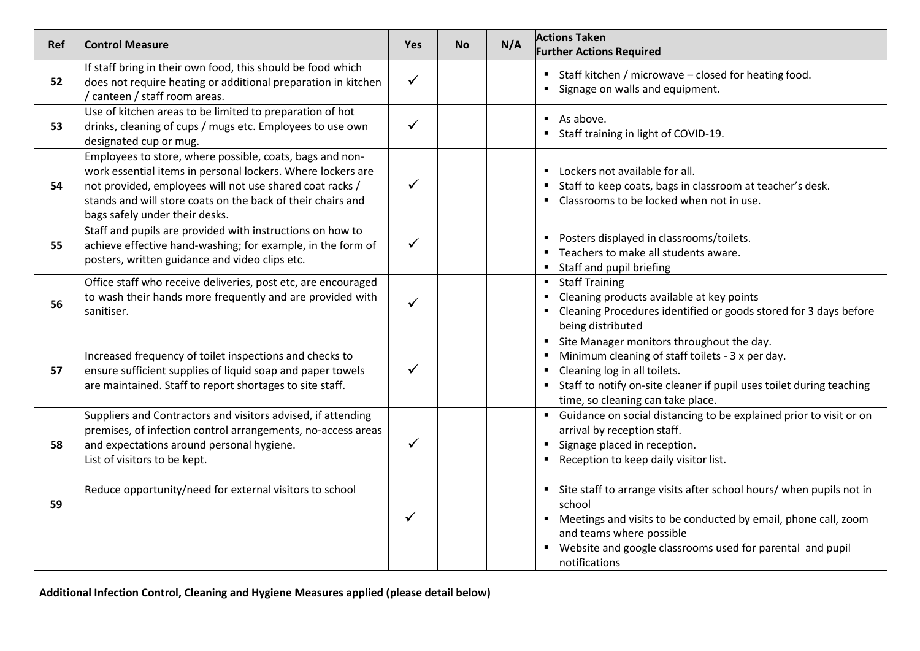| Ref | Control Measure | Yes | No | N/A | Actions Taken<br>Further Actions Required |
|---|---|---|---|---|---|
| 52 | If staff bring in their own food, this should be food which does not require heating or additional preparation in kitchen / canteen / staff room areas. | ✓ | | | ▪ Staff kitchen / microwave – closed for heating food.<br>▪ Signage on walls and equipment. |
| 53 | Use of kitchen areas to be limited to preparation of hot drinks, cleaning of cups / mugs etc. Employees to use own designated cup or mug. | ✓ | | | ▪ As above.<br>▪ Staff training in light of COVID-19. |
| 54 | Employees to store, where possible, coats, bags and non-work essential items in personal lockers. Where lockers are not provided, employees will not use shared coat racks / stands and will store coats on the back of their chairs and bags safely under their desks. | ✓ | | | ▪ Lockers not available for all.<br>▪ Staff to keep coats, bags in classroom at teacher's desk.<br>▪ Classrooms to be locked when not in use. |
| 55 | Staff and pupils are provided with instructions on how to achieve effective hand-washing; for example, in the form of posters, written guidance and video clips etc. | ✓ | | | ▪ Posters displayed in classrooms/toilets.<br>▪ Teachers to make all students aware.<br>▪ Staff and pupil briefing |
| 56 | Office staff who receive deliveries, post etc, are encouraged to wash their hands more frequently and are provided with sanitiser. | ✓ | | | ▪ Staff Training<br>▪ Cleaning products available at key points<br>▪ Cleaning Procedures identified or goods stored for 3 days before being distributed |
| 57 | Increased frequency of toilet inspections and checks to ensure sufficient supplies of liquid soap and paper towels are maintained. Staff to report shortages to site staff. | ✓ | | | ▪ Site Manager monitors throughout the day.<br>▪ Minimum cleaning of staff toilets - 3 x per day.<br>▪ Cleaning log in all toilets.<br>▪ Staff to notify on-site cleaner if pupil uses toilet during teaching time, so cleaning can take place. |
| 58 | Suppliers and Contractors and visitors advised, if attending premises, of infection control arrangements, no-access areas and expectations around personal hygiene.<br>List of visitors to be kept. | ✓ | | | ▪ Guidance on social distancing to be explained prior to visit or on arrival by reception staff.<br>▪ Signage placed in reception.<br>▪ Reception to keep daily visitor list. |
| 59 | Reduce opportunity/need for external visitors to school | ✓ | | | ▪ Site staff to arrange visits after school hours/ when pupils not in school<br>▪ Meetings and visits to be conducted by email, phone call, zoom and teams where possible<br>▪ Website and google classrooms used for parental and pupil notifications |

**Additional Infection Control, Cleaning and Hygiene Measures applied (please detail below)**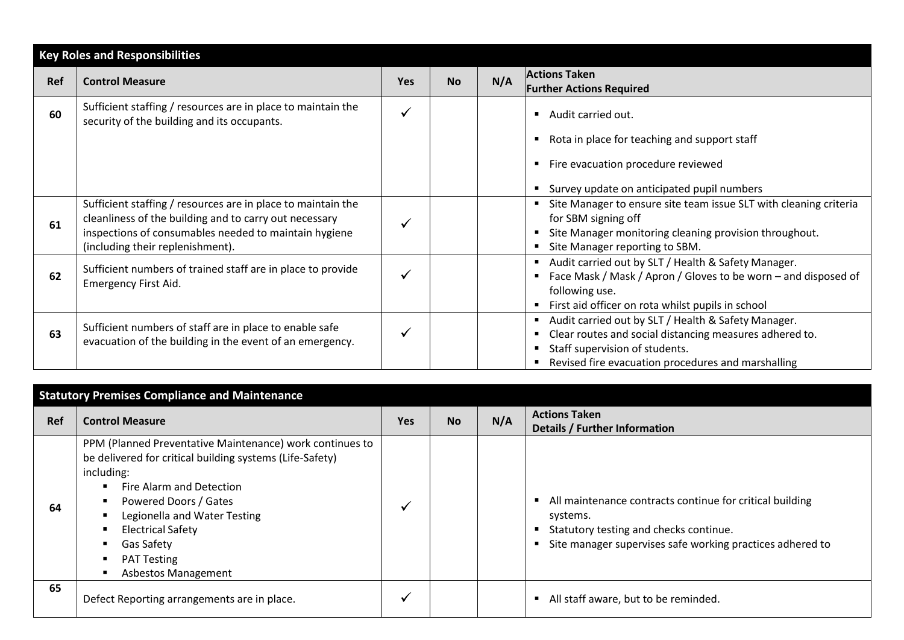| Key Roles and Responsibilities | | | | | |
|---|---|---|---|---|---|
| **Ref** | **Control Measure** | **Yes** | **No** | **N/A** | **Actions Taken**<br>**Further Actions Required** |
| **60** | Sufficient staffing / resources are in place to maintain the security of the building and its occupants. | ✓ | | | ▪ Audit carried out.<br>▪ Rota in place for teaching and support staff<br>▪ Fire evacuation procedure reviewed<br>▪ Survey update on anticipated pupil numbers |
| **61** | Sufficient staffing / resources are in place to maintain the cleanliness of the building and to carry out necessary inspections of consumables needed to maintain hygiene (including their replenishment). | ✓ | | | ▪ Site Manager to ensure site team issue SLT with cleaning criteria for SBM signing off<br>▪ Site Manager monitoring cleaning provision throughout.<br>▪ Site Manager reporting to SBM. |
| **62** | Sufficient numbers of trained staff are in place to provide Emergency First Aid. | ✓ | | | ▪ Audit carried out by SLT / Health & Safety Manager.<br>▪ Face Mask / Mask / Apron / Gloves to be worn – and disposed of following use.<br>▪ First aid officer on rota whilst pupils in school |
| **63** | Sufficient numbers of staff are in place to enable safe evacuation of the building in the event of an emergency. | ✓ | | | ▪ Audit carried out by SLT / Health & Safety Manager.<br>▪ Clear routes and social distancing measures adhered to.<br>▪ Staff supervision of students.<br>▪ Revised fire evacuation procedures and marshalling |

| Statutory Premises Compliance and Maintenance | | | | | |
|---|---|---|---|---|---|
| **Ref** | **Control Measure** | **Yes** | **No** | **N/A** | **Actions Taken**<br>**Details / Further Information** |
| **64** | PPM (Planned Preventative Maintenance) work continues to be delivered for critical building systems (Life-Safety) including:<br>▪ Fire Alarm and Detection<br>▪ Powered Doors / Gates<br>▪ Legionella and Water Testing<br>▪ Electrical Safety<br>▪ Gas Safety<br>▪ PAT Testing<br>▪ Asbestos Management | ✓ | | | ▪ All maintenance contracts continue for critical building systems.<br>▪ Statutory testing and checks continue.<br>▪ Site manager supervises safe working practices adhered to |
| **65** | Defect Reporting arrangements are in place. | ✓ | | | ▪ All staff aware, but to be reminded. |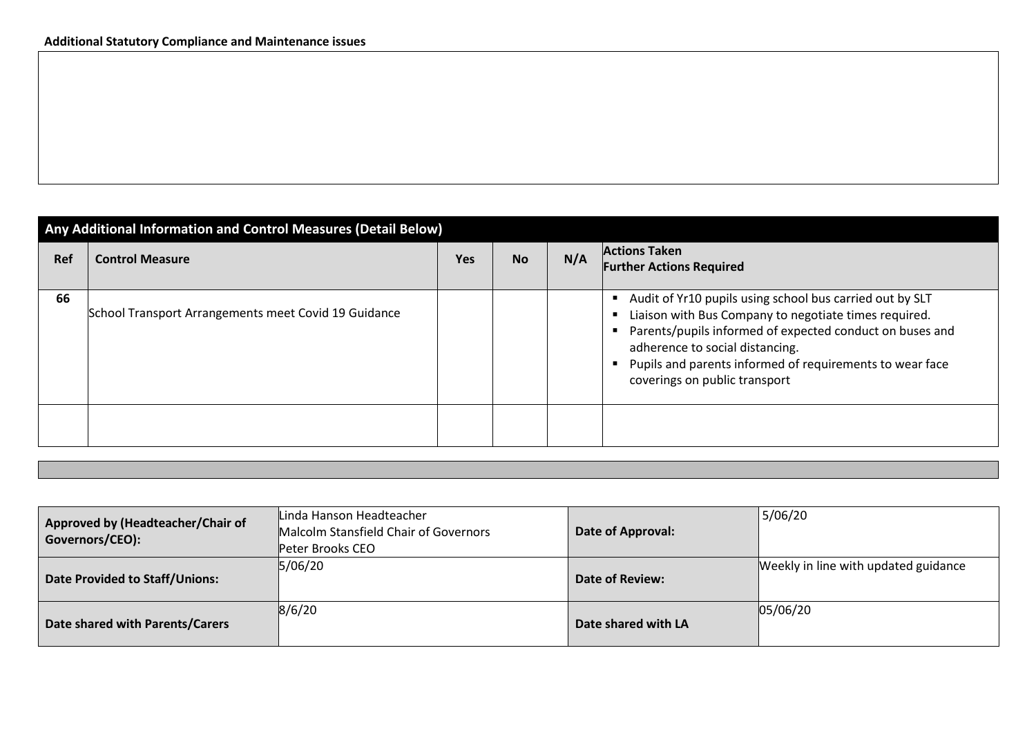**Additional Statutory Compliance and Maintenance issues**

| |
|---|
| |

| Any Additional Information and Control Measures (Detail Below) | | | | | |
|---|---|---|---|---|---|
| **Ref** | **Control Measure** | **Yes** | **No** | **N/A** | **Actions Taken**<br>**Further Actions Required** |
| **66** | School Transport Arrangements meet Covid 19 Guidance | | | | ▪ Audit of Yr10 pupils using school bus carried out by SLT<br>▪ Liaison with Bus Company to negotiate times required.<br>▪ Parents/pupils informed of expected conduct on buses and adherence to social distancing.<br>▪ Pupils and parents informed of requirements to wear face coverings on public transport |
| | | | | | |

| | | | |
|---|---|---|---|
| **Approved by (Headteacher/Chair of Governors/CEO):** | Linda Hanson Headteacher<br>Malcolm Stansfield Chair of Governors<br>Peter Brooks CEO | **Date of Approval:** | 5/06/20 |
| **Date Provided to Staff/Unions:** | 5/06/20 | **Date of Review:** | Weekly in line with updated guidance |
| **Date shared with Parents/Carers** | 8/6/20 | **Date shared with LA** | 05/06/20 |